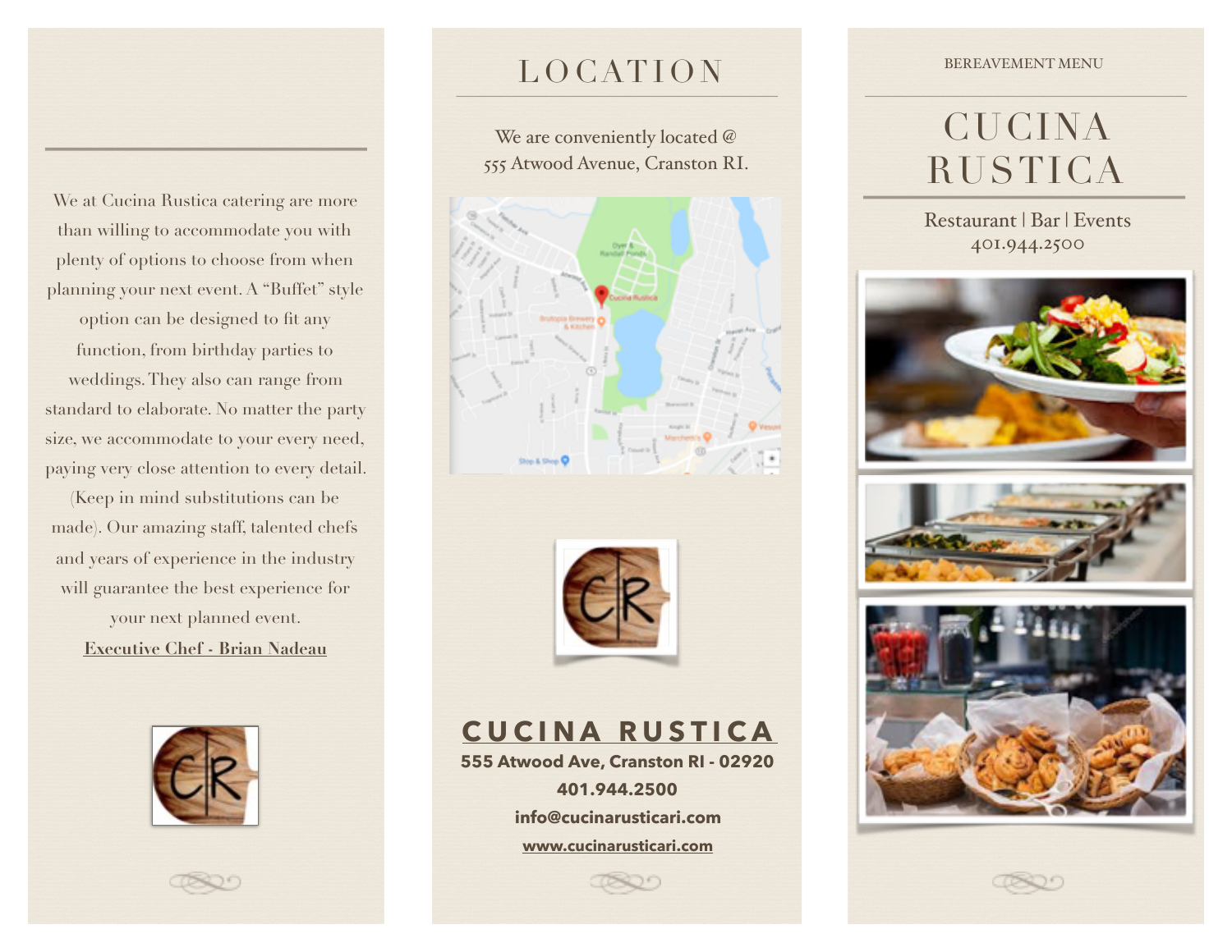We at Cucina Rustica catering are more than willing to accommodate you with plenty of options to choose from when planning your next event. A "Buffet" style option can be designed to fit any function, from birthday parties to weddings. They also can range from standard to elaborate. No matter the party size, we accommodate to your every need, paying very close attention to every detail. (Keep in mind substitutions can be made). Our amazing staff, talented chefs and years of experience in the industry will guarantee the best experience for your next planned event.

**Executive Chef - Brian Nadeau**

# LOCATION

We are conveniently located @ 555 Atwood Avenue, Cranston RI.

**CUCINA RUSTICA**

**555 Atwood Ave, Cranston RI - 02920**

**401.944.2500**

**info@cucinarusticari.com**

**www.cucinarusticari.com**

BEREAVEMENT MENU

# CUCINA RUSTICA

Restaurant | Bar | Events

401.944.2500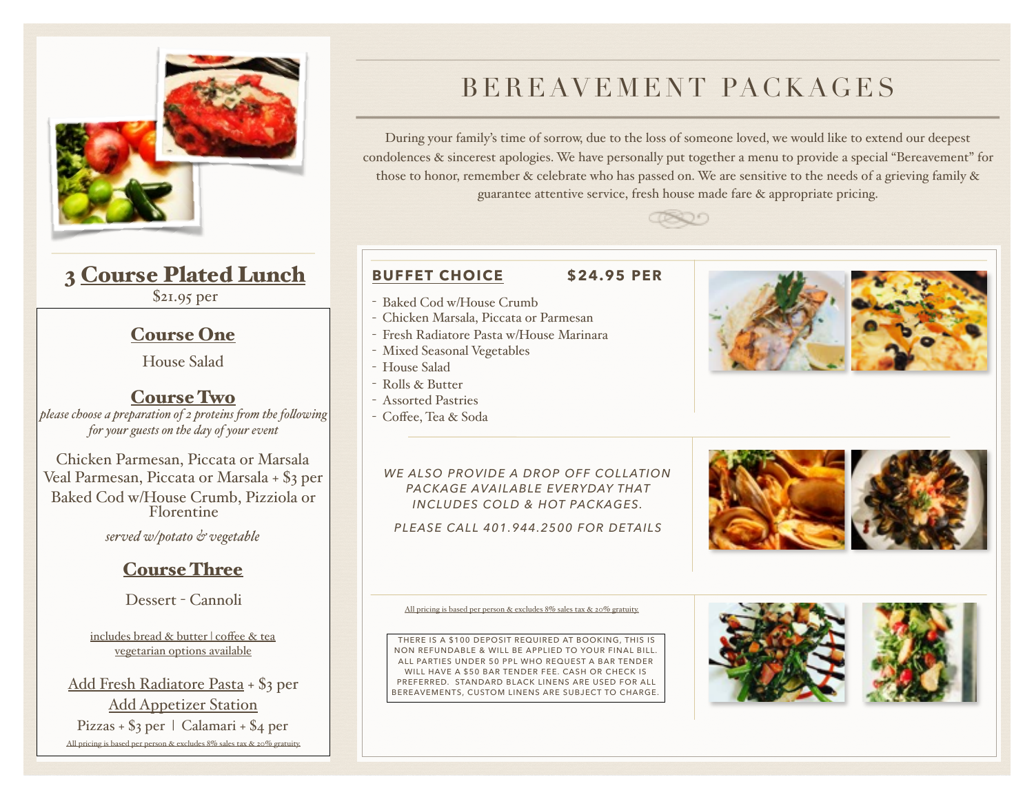# BEREAVEMENT PACKAGES

During your family's time of sorrow, due to the loss of someone loved, we would like to extend our deepest condolences & sincerest apologies. We have personally put together a menu to provide a special "Bereavement" for those to honor, remember & celebrate who has passed on. We are sensitive to the needs of a grieving family & guarantee attentive service, fresh house made fare & appropriate pricing.

## 3 Course Plated Lunch

$21.95 per

### Course One

House Salad

### Course Two

*please choose a preparation of 2 proteins from the following for your guests on the day of your event*

Chicken Parmesan, Piccata or Marsala
Veal Parmesan, Piccata or Marsala + $3 per
Baked Cod w/House Crumb, Pizziola or Florentine

*served w/potato & vegetable*

### Course Three

Dessert - Cannoli

includes bread & butter | coffee & tea
vegetarian options available

Add Fresh Radiatore Pasta + $3 per
Add Appetizer Station
Pizzas + $3 per | Calamari + $4 per

All pricing is based per person & excludes 8% sales tax & 20% gratuity.

## BUFFET CHOICE $24.95 PER

- Baked Cod w/House Crumb
- Chicken Marsala, Piccata or Parmesan
- Fresh Radiatore Pasta w/House Marinara
- Mixed Seasonal Vegetables
- House Salad
- Rolls & Butter
- Assorted Pastries
- Coffee, Tea & Soda

*WE ALSO PROVIDE A DROP OFF COLLATION PACKAGE AVAILABLE EVERYDAY THAT INCLUDES COLD & HOT PACKAGES.*

*PLEASE CALL 401.944.2500 FOR DETAILS*

All pricing is based per person & excludes 8% sales tax & 20% gratuity.

THERE IS A $100 DEPOSIT REQUIRED AT BOOKING, THIS IS NON REFUNDABLE & WILL BE APPLIED TO YOUR FINAL BILL. ALL PARTIES UNDER 50 PPL WHO REQUEST A BAR TENDER WILL HAVE A $50 BAR TENDER FEE. CASH OR CHECK IS PREFERRED. STANDARD BLACK LINENS ARE USED FOR ALL BEREAVEMENTS, CUSTOM LINENS ARE SUBJECT TO CHARGE.